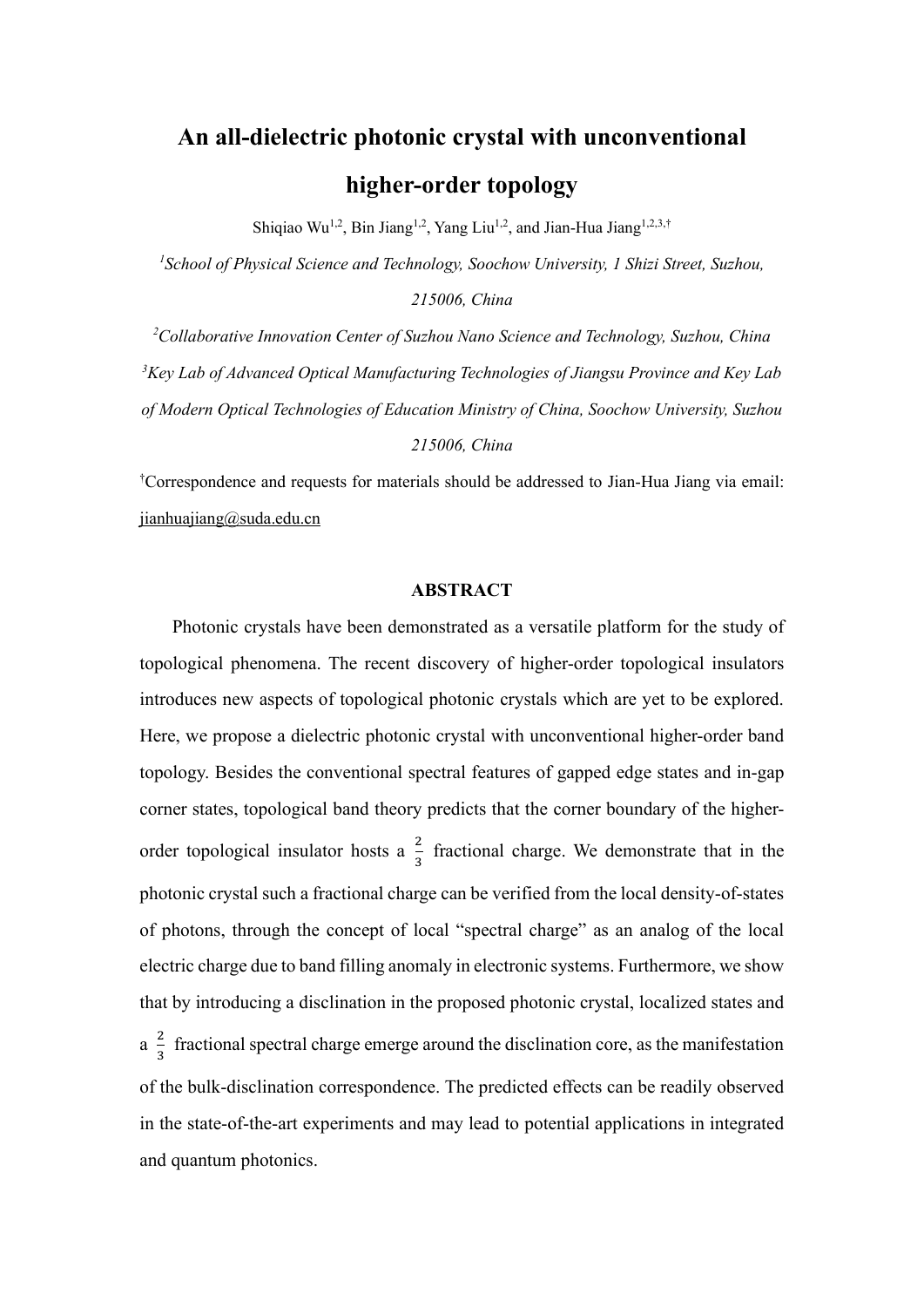# An all-dielectric photonic crystal with unconventional higher-order topology

Shiqiao Wu[1,2], Bin Jiang[1,2], Yang Liu[1,2], and Jian-Hua Jiang[1,2,3,†]

[1]*School of Physical Science and Technology, Soochow University, 1 Shizi Street, Suzhou, 215006, China*

[2]*Collaborative Innovation Center of Suzhou Nano Science and Technology, Suzhou, China*

[3]*Key Lab of Advanced Optical Manufacturing Technologies of Jiangsu Province and Key Lab of Modern Optical Technologies of Education Ministry of China, Soochow University, Suzhou 215006, China*

[†]Correspondence and requests for materials should be addressed to Jian-Hua Jiang via email: jianhuajiang@suda.edu.cn

## ABSTRACT

Photonic crystals have been demonstrated as a versatile platform for the study of topological phenomena. The recent discovery of higher-order topological insulators introduces new aspects of topological photonic crystals which are yet to be explored. Here, we propose a dielectric photonic crystal with unconventional higher-order band topology. Besides the conventional spectral features of gapped edge states and in-gap corner states, topological band theory predicts that the corner boundary of the higher-order topological insulator hosts a $\frac{2}{3}$ fractional charge. We demonstrate that in the photonic crystal such a fractional charge can be verified from the local density-of-states of photons, through the concept of local "spectral charge" as an analog of the local electric charge due to band filling anomaly in electronic systems. Furthermore, we show that by introducing a disclination in the proposed photonic crystal, localized states and a $\frac{2}{3}$ fractional spectral charge emerge around the disclination core, as the manifestation of the bulk-disclination correspondence. The predicted effects can be readily observed in the state-of-the-art experiments and may lead to potential applications in integrated and quantum photonics.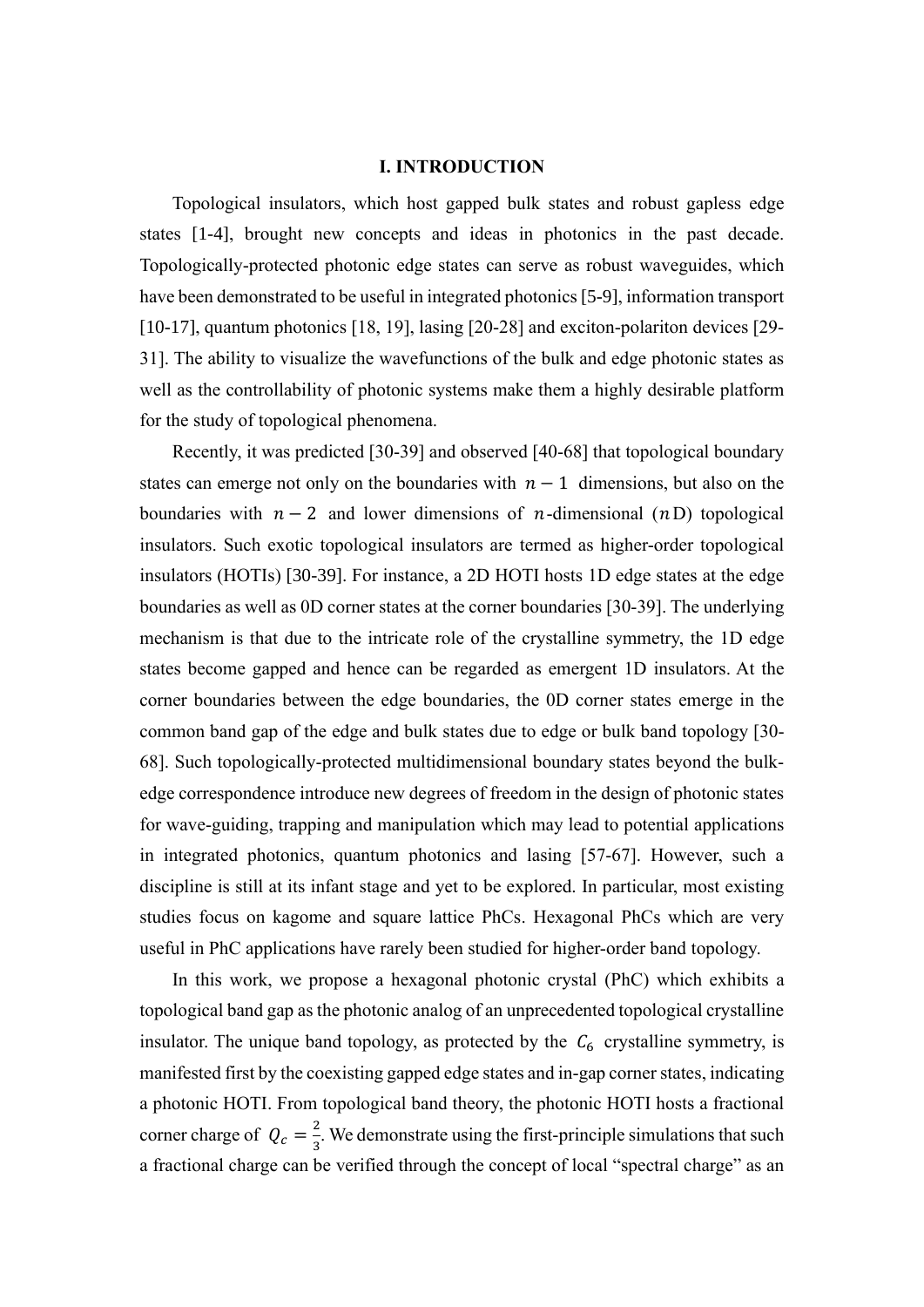## I. INTRODUCTION

Topological insulators, which host gapped bulk states and robust gapless edge states [1-4], brought new concepts and ideas in photonics in the past decade. Topologically-protected photonic edge states can serve as robust waveguides, which have been demonstrated to be useful in integrated photonics [5-9], information transport [10-17], quantum photonics [18, 19], lasing [20-28] and exciton-polariton devices [29-31]. The ability to visualize the wavefunctions of the bulk and edge photonic states as well as the controllability of photonic systems make them a highly desirable platform for the study of topological phenomena.

Recently, it was predicted [30-39] and observed [40-68] that topological boundary states can emerge not only on the boundaries with $n-1$ dimensions, but also on the boundaries with $n-2$ and lower dimensions of $n$-dimensional ($n$D) topological insulators. Such exotic topological insulators are termed as higher-order topological insulators (HOTIs) [30-39]. For instance, a 2D HOTI hosts 1D edge states at the edge boundaries as well as 0D corner states at the corner boundaries [30-39]. The underlying mechanism is that due to the intricate role of the crystalline symmetry, the 1D edge states become gapped and hence can be regarded as emergent 1D insulators. At the corner boundaries between the edge boundaries, the 0D corner states emerge in the common band gap of the edge and bulk states due to edge or bulk band topology [30-68]. Such topologically-protected multidimensional boundary states beyond the bulk-edge correspondence introduce new degrees of freedom in the design of photonic states for wave-guiding, trapping and manipulation which may lead to potential applications in integrated photonics, quantum photonics and lasing [57-67]. However, such a discipline is still at its infant stage and yet to be explored. In particular, most existing studies focus on kagome and square lattice PhCs. Hexagonal PhCs which are very useful in PhC applications have rarely been studied for higher-order band topology.

In this work, we propose a hexagonal photonic crystal (PhC) which exhibits a topological band gap as the photonic analog of an unprecedented topological crystalline insulator. The unique band topology, as protected by the $C_6$ crystalline symmetry, is manifested first by the coexisting gapped edge states and in-gap corner states, indicating a photonic HOTI. From topological band theory, the photonic HOTI hosts a fractional corner charge of $Q_c = \frac{2}{3}$. We demonstrate using the first-principle simulations that such a fractional charge can be verified through the concept of local "spectral charge" as an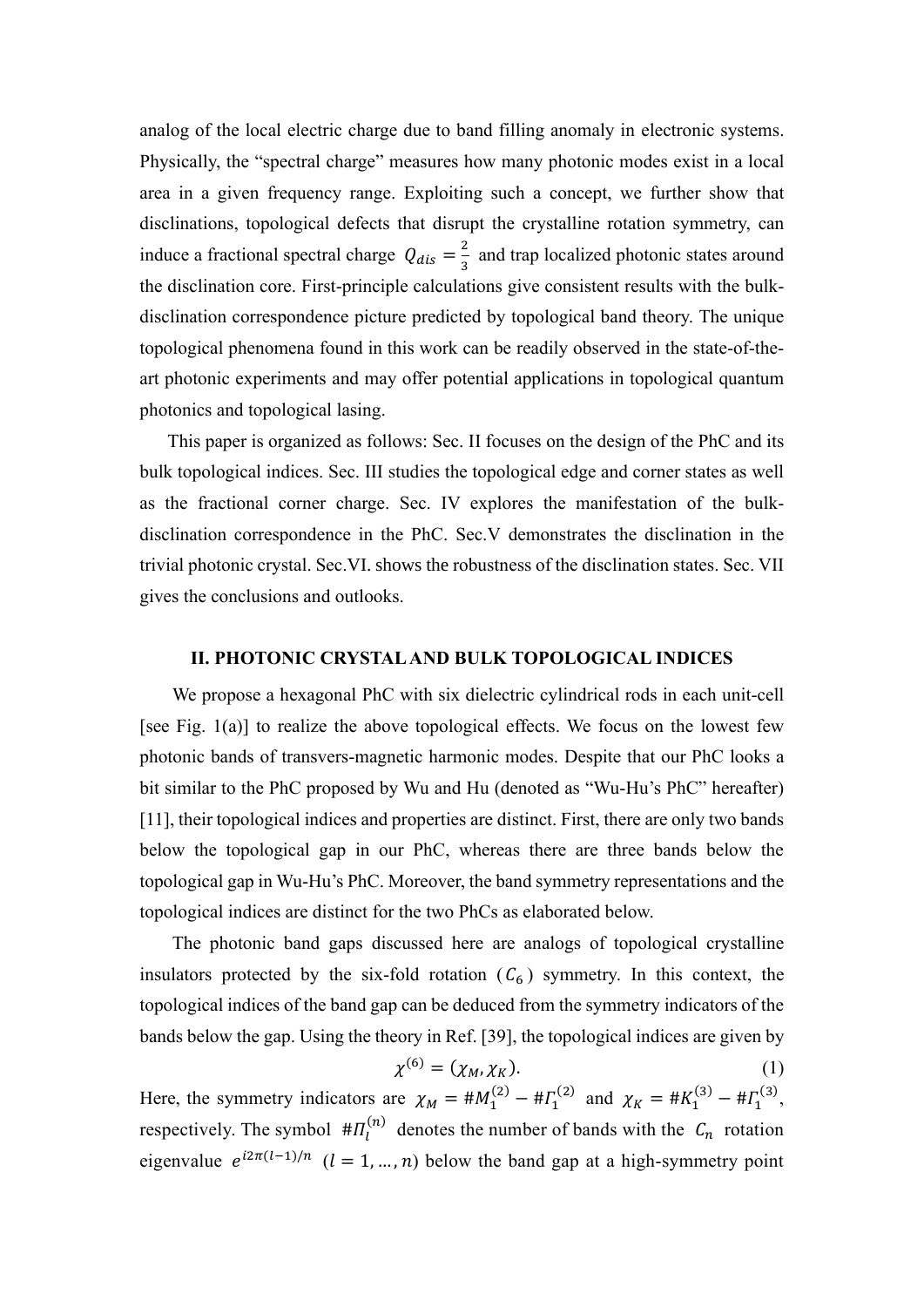analog of the local electric charge due to band filling anomaly in electronic systems. Physically, the "spectral charge" measures how many photonic modes exist in a local area in a given frequency range. Exploiting such a concept, we further show that disclinations, topological defects that disrupt the crystalline rotation symmetry, can induce a fractional spectral charge $Q_{dis} = \frac{2}{3}$ and trap localized photonic states around the disclination core. First-principle calculations give consistent results with the bulk-disclination correspondence picture predicted by topological band theory. The unique topological phenomena found in this work can be readily observed in the state-of-the-art photonic experiments and may offer potential applications in topological quantum photonics and topological lasing.

This paper is organized as follows: Sec. II focuses on the design of the PhC and its bulk topological indices. Sec. III studies the topological edge and corner states as well as the fractional corner charge. Sec. IV explores the manifestation of the bulk-disclination correspondence in the PhC. Sec.V demonstrates the disclination in the trivial photonic crystal. Sec.VI. shows the robustness of the disclination states. Sec. VII gives the conclusions and outlooks.

## II. PHOTONIC CRYSTAL AND BULK TOPOLOGICAL INDICES

We propose a hexagonal PhC with six dielectric cylindrical rods in each unit-cell [see Fig. 1(a)] to realize the above topological effects. We focus on the lowest few photonic bands of transvers-magnetic harmonic modes. Despite that our PhC looks a bit similar to the PhC proposed by Wu and Hu (denoted as "Wu-Hu's PhC" hereafter) [11], their topological indices and properties are distinct. First, there are only two bands below the topological gap in our PhC, whereas there are three bands below the topological gap in Wu-Hu's PhC. Moreover, the band symmetry representations and the topological indices are distinct for the two PhCs as elaborated below.

The photonic band gaps discussed here are analogs of topological crystalline insulators protected by the six-fold rotation ($C_6$) symmetry. In this context, the topological indices of the band gap can be deduced from the symmetry indicators of the bands below the gap. Using the theory in Ref. [39], the topological indices are given by

$$\chi^{(6)} = (\chi_M, \chi_K). \tag{1}$$

Here, the symmetry indicators are $\chi_M = \#M_1^{(2)} - \#\Gamma_1^{(2)}$ and $\chi_K = \#K_1^{(3)} - \#\Gamma_1^{(3)}$, respectively. The symbol $\#\Pi_l^{(n)}$ denotes the number of bands with the $C_n$ rotation eigenvalue $e^{i2\pi(l-1)/n}$ $(l = 1, \ldots, n)$ below the band gap at a high-symmetry point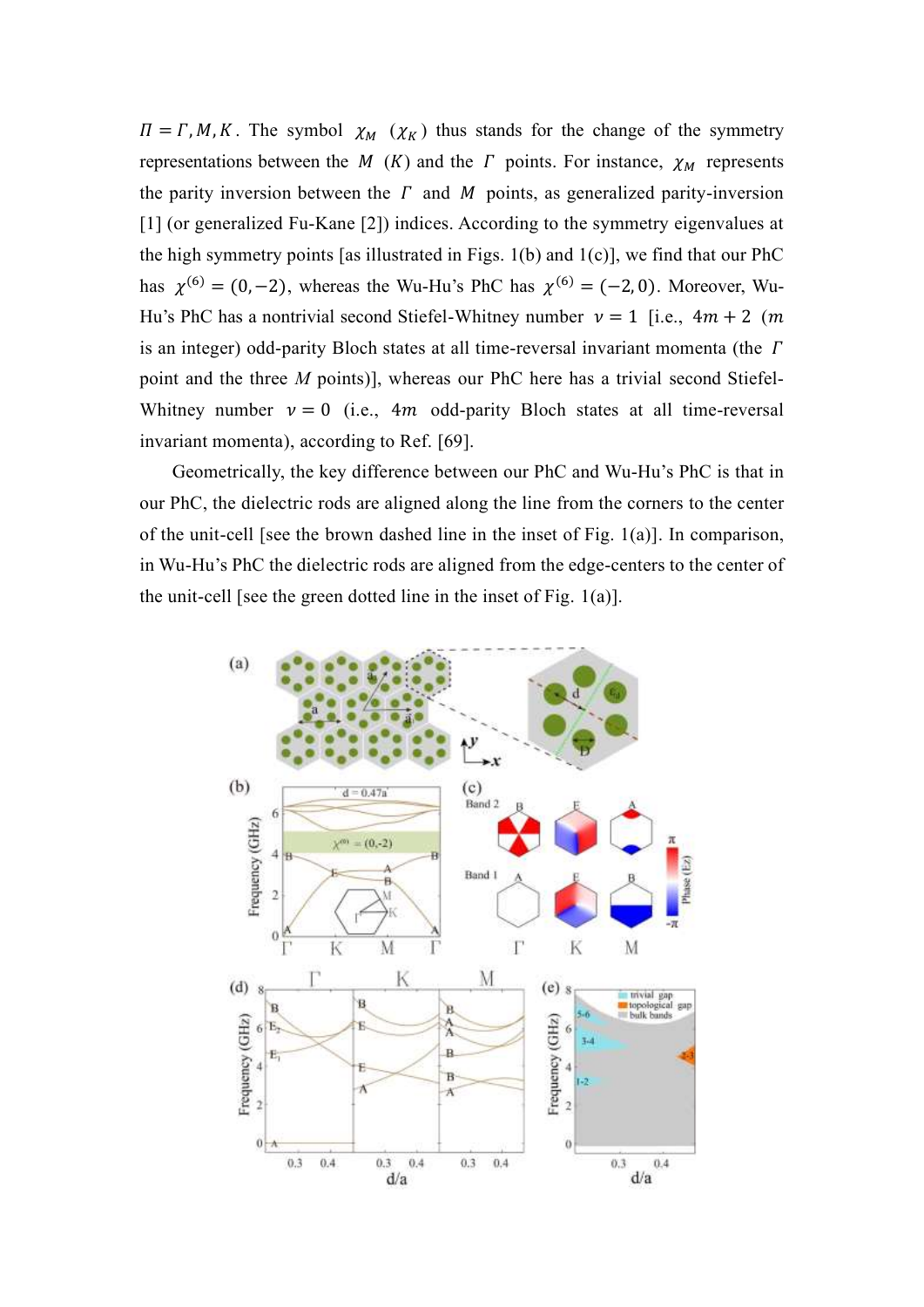$\Pi = \Gamma, M, K$. The symbol $\chi_M$ ($\chi_K$) thus stands for the change of the symmetry representations between the $M$ ($K$) and the $\Gamma$ points. For instance, $\chi_M$ represents the parity inversion between the $\Gamma$ and $M$ points, as generalized parity-inversion [1] (or generalized Fu-Kane [2]) indices. According to the symmetry eigenvalues at the high symmetry points [as illustrated in Figs. 1(b) and 1(c)], we find that our PhC has $\chi^{(6)} = (0, -2)$, whereas the Wu-Hu's PhC has $\chi^{(6)} = (-2, 0)$. Moreover, Wu-Hu's PhC has a nontrivial second Stiefel-Whitney number $\nu = 1$ [i.e., $4m + 2$ ($m$ is an integer) odd-parity Bloch states at all time-reversal invariant momenta (the $\Gamma$ point and the three $M$ points)], whereas our PhC here has a trivial second Stiefel-Whitney number $\nu = 0$ (i.e., $4m$ odd-parity Bloch states at all time-reversal invariant momenta), according to Ref. [69].

Geometrically, the key difference between our PhC and Wu-Hu's PhC is that in our PhC, the dielectric rods are aligned along the line from the corners to the center of the unit-cell [see the brown dashed line in the inset of Fig. 1(a)]. In comparison, in Wu-Hu's PhC the dielectric rods are aligned from the edge-centers to the center of the unit-cell [see the green dotted line in the inset of Fig. 1(a)].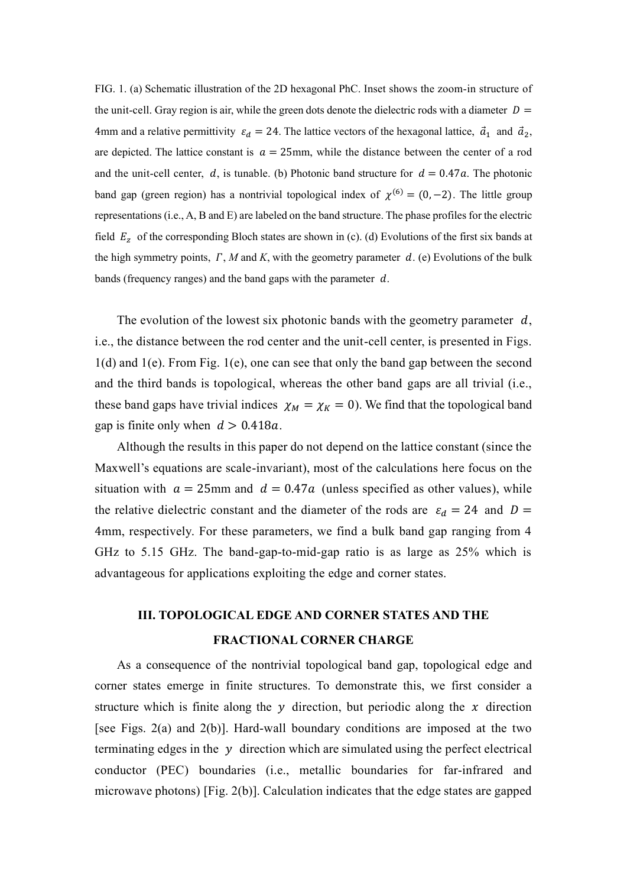FIG. 1. (a) Schematic illustration of the 2D hexagonal PhC. Inset shows the zoom-in structure of the unit-cell. Gray region is air, while the green dots denote the dielectric rods with a diameter $D = 4$mm and a relative permittivity $\varepsilon_d = 24$. The lattice vectors of the hexagonal lattice, $\vec{a}_1$ and $\vec{a}_2$, are depicted. The lattice constant is $a = 25$mm, while the distance between the center of a rod and the unit-cell center, $d$, is tunable. (b) Photonic band structure for $d = 0.47a$. The photonic band gap (green region) has a nontrivial topological index of $\chi^{(6)} = (0, -2)$. The little group representations (i.e., A, B and E) are labeled on the band structure. The phase profiles for the electric field $E_z$ of the corresponding Bloch states are shown in (c). (d) Evolutions of the first six bands at the high symmetry points, $\Gamma$, $M$ and $K$, with the geometry parameter $d$. (e) Evolutions of the bulk bands (frequency ranges) and the band gaps with the parameter $d$.

The evolution of the lowest six photonic bands with the geometry parameter $d$, i.e., the distance between the rod center and the unit-cell center, is presented in Figs. 1(d) and 1(e). From Fig. 1(e), one can see that only the band gap between the second and the third bands is topological, whereas the other band gaps are all trivial (i.e., these band gaps have trivial indices $\chi_M = \chi_K = 0$). We find that the topological band gap is finite only when $d > 0.418a$.

Although the results in this paper do not depend on the lattice constant (since the Maxwell's equations are scale-invariant), most of the calculations here focus on the situation with $a = 25$mm and $d = 0.47a$ (unless specified as other values), while the relative dielectric constant and the diameter of the rods are $\varepsilon_d = 24$ and $D = 4$mm, respectively. For these parameters, we find a bulk band gap ranging from 4 GHz to 5.15 GHz. The band-gap-to-mid-gap ratio is as large as 25% which is advantageous for applications exploiting the edge and corner states.

## III. TOPOLOGICAL EDGE AND CORNER STATES AND THE FRACTIONAL CORNER CHARGE

As a consequence of the nontrivial topological band gap, topological edge and corner states emerge in finite structures. To demonstrate this, we first consider a structure which is finite along the $y$ direction, but periodic along the $x$ direction [see Figs. 2(a) and 2(b)]. Hard-wall boundary conditions are imposed at the two terminating edges in the $y$ direction which are simulated using the perfect electrical conductor (PEC) boundaries (i.e., metallic boundaries for far-infrared and microwave photons) [Fig. 2(b)]. Calculation indicates that the edge states are gapped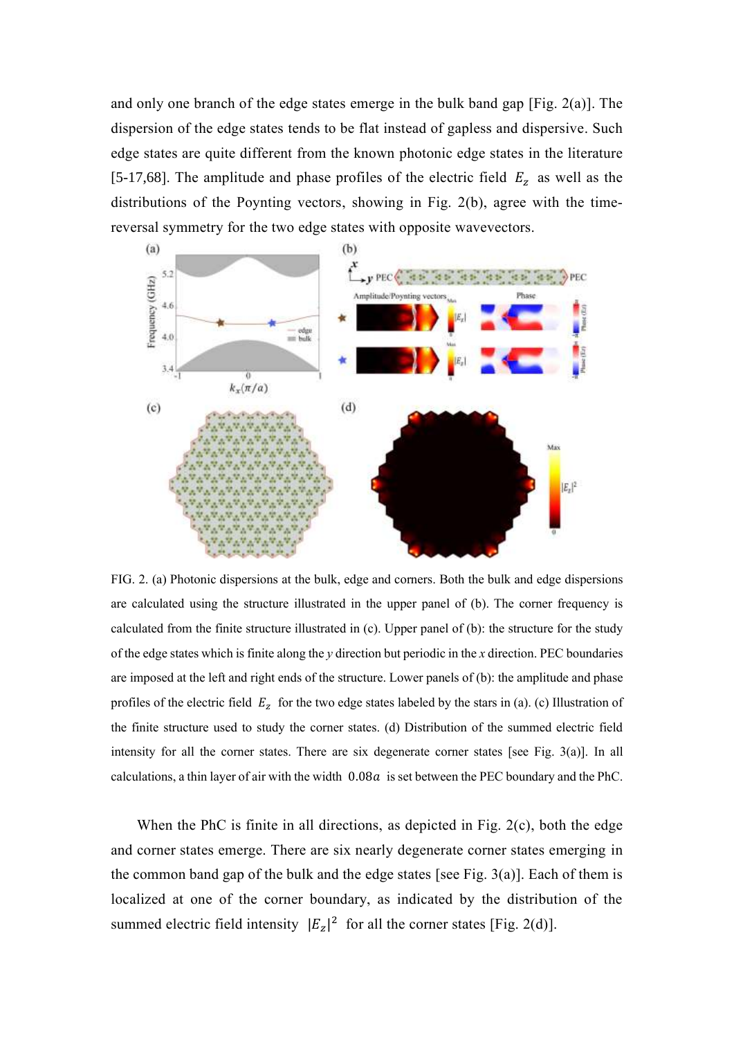and only one branch of the edge states emerge in the bulk band gap [Fig. 2(a)]. The dispersion of the edge states tends to be flat instead of gapless and dispersive. Such edge states are quite different from the known photonic edge states in the literature [5-17,68]. The amplitude and phase profiles of the electric field $E_z$ as well as the distributions of the Poynting vectors, showing in Fig. 2(b), agree with the time-reversal symmetry for the two edge states with opposite wavevectors.

FIG. 2. (a) Photonic dispersions at the bulk, edge and corners. Both the bulk and edge dispersions are calculated using the structure illustrated in the upper panel of (b). The corner frequency is calculated from the finite structure illustrated in (c). Upper panel of (b): the structure for the study of the edge states which is finite along the *y* direction but periodic in the *x* direction. PEC boundaries are imposed at the left and right ends of the structure. Lower panels of (b): the amplitude and phase profiles of the electric field $E_z$ for the two edge states labeled by the stars in (a). (c) Illustration of the finite structure used to study the corner states. (d) Distribution of the summed electric field intensity for all the corner states. There are six degenerate corner states [see Fig. 3(a)]. In all calculations, a thin layer of air with the width $0.08a$ is set between the PEC boundary and the PhC.

When the PhC is finite in all directions, as depicted in Fig. 2(c), both the edge and corner states emerge. There are six nearly degenerate corner states emerging in the common band gap of the bulk and the edge states [see Fig. 3(a)]. Each of them is localized at one of the corner boundary, as indicated by the distribution of the summed electric field intensity $|E_z|^2$ for all the corner states [Fig. 2(d)].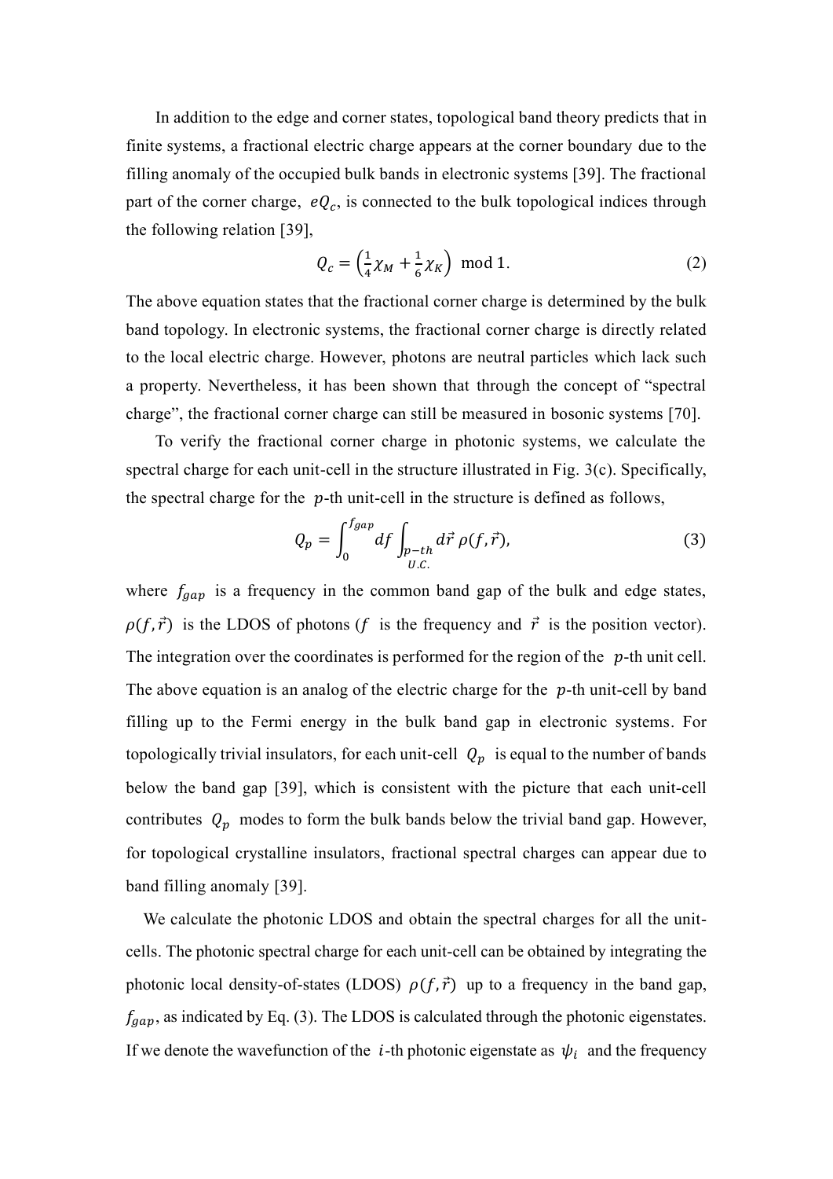In addition to the edge and corner states, topological band theory predicts that in finite systems, a fractional electric charge appears at the corner boundary due to the filling anomaly of the occupied bulk bands in electronic systems [39]. The fractional part of the corner charge, $eQ_c$, is connected to the bulk topological indices through the following relation [39],

$$Q_c = \left(\frac{1}{4}\chi_M + \frac{1}{6}\chi_K\right) \bmod 1. \tag{2}$$

The above equation states that the fractional corner charge is determined by the bulk band topology. In electronic systems, the fractional corner charge is directly related to the local electric charge. However, photons are neutral particles which lack such a property. Nevertheless, it has been shown that through the concept of "spectral charge", the fractional corner charge can still be measured in bosonic systems [70].

To verify the fractional corner charge in photonic systems, we calculate the spectral charge for each unit-cell in the structure illustrated in Fig. 3(c). Specifically, the spectral charge for the $p$-th unit-cell in the structure is defined as follows,

$$Q_p = \int_0^{f_{gap}} df \int_{\substack{p-th \\ U.C.}} d\vec{r}\, \rho(f, \vec{r}), \tag{3}$$

where $f_{gap}$ is a frequency in the common band gap of the bulk and edge states, $\rho(f, \vec{r})$ is the LDOS of photons ($f$ is the frequency and $\vec{r}$ is the position vector). The integration over the coordinates is performed for the region of the $p$-th unit cell. The above equation is an analog of the electric charge for the $p$-th unit-cell by band filling up to the Fermi energy in the bulk band gap in electronic systems. For topologically trivial insulators, for each unit-cell $Q_p$ is equal to the number of bands below the band gap [39], which is consistent with the picture that each unit-cell contributes $Q_p$ modes to form the bulk bands below the trivial band gap. However, for topological crystalline insulators, fractional spectral charges can appear due to band filling anomaly [39].

We calculate the photonic LDOS and obtain the spectral charges for all the unit-cells. The photonic spectral charge for each unit-cell can be obtained by integrating the photonic local density-of-states (LDOS) $\rho(f, \vec{r})$ up to a frequency in the band gap, $f_{gap}$, as indicated by Eq. (3). The LDOS is calculated through the photonic eigenstates. If we denote the wavefunction of the $i$-th photonic eigenstate as $\psi_i$ and the frequency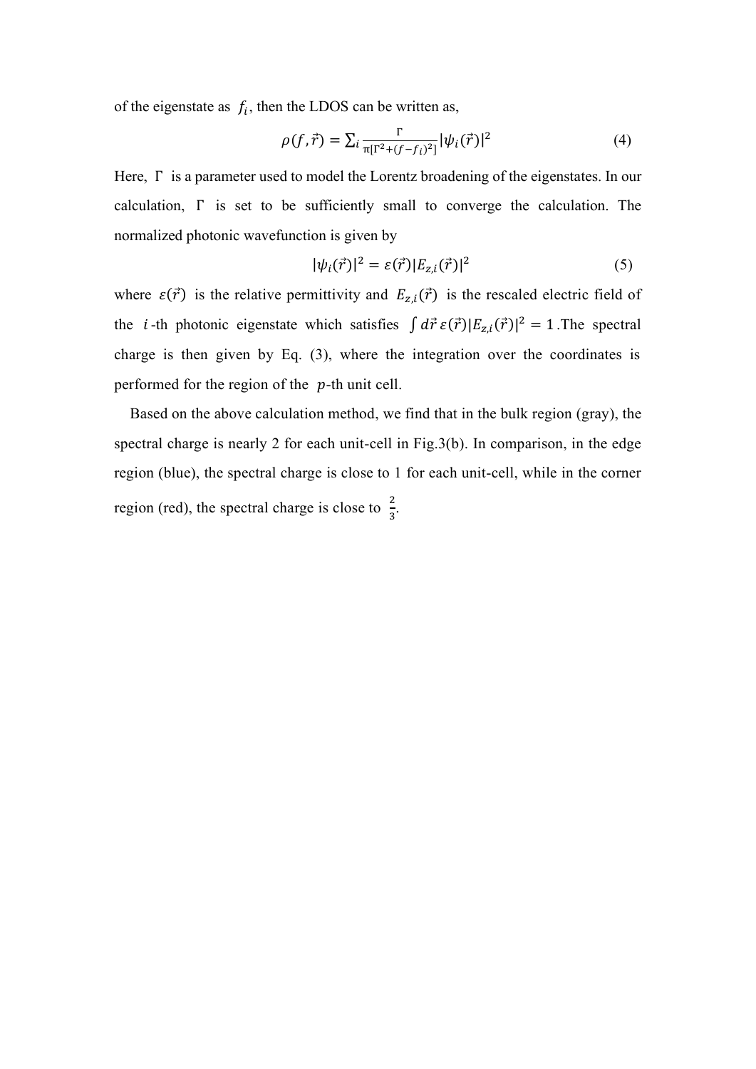of the eigenstate as $f_i$, then the LDOS can be written as,

$$\rho(f,\vec{r}) = \sum_i \frac{\Gamma}{\pi[\Gamma^2+(f-f_i)^2]} |\psi_i(\vec{r})|^2 \tag{4}$$

Here, $\Gamma$ is a parameter used to model the Lorentz broadening of the eigenstates. In our calculation, $\Gamma$ is set to be sufficiently small to converge the calculation. The normalized photonic wavefunction is given by

$$|\psi_i(\vec{r})|^2 = \varepsilon(\vec{r})|E_{z,i}(\vec{r})|^2 \tag{5}$$

where $\varepsilon(\vec{r})$ is the relative permittivity and $E_{z,i}(\vec{r})$ is the rescaled electric field of the $i$-th photonic eigenstate which satisfies $\int d\vec{r}\,\varepsilon(\vec{r})|E_{z,i}(\vec{r})|^2 = 1$.The spectral charge is then given by Eq. (3), where the integration over the coordinates is performed for the region of the $p$-th unit cell.

Based on the above calculation method, we find that in the bulk region (gray), the spectral charge is nearly 2 for each unit-cell in Fig.3(b). In comparison, in the edge region (blue), the spectral charge is close to 1 for each unit-cell, while in the corner region (red), the spectral charge is close to $\frac{2}{3}$.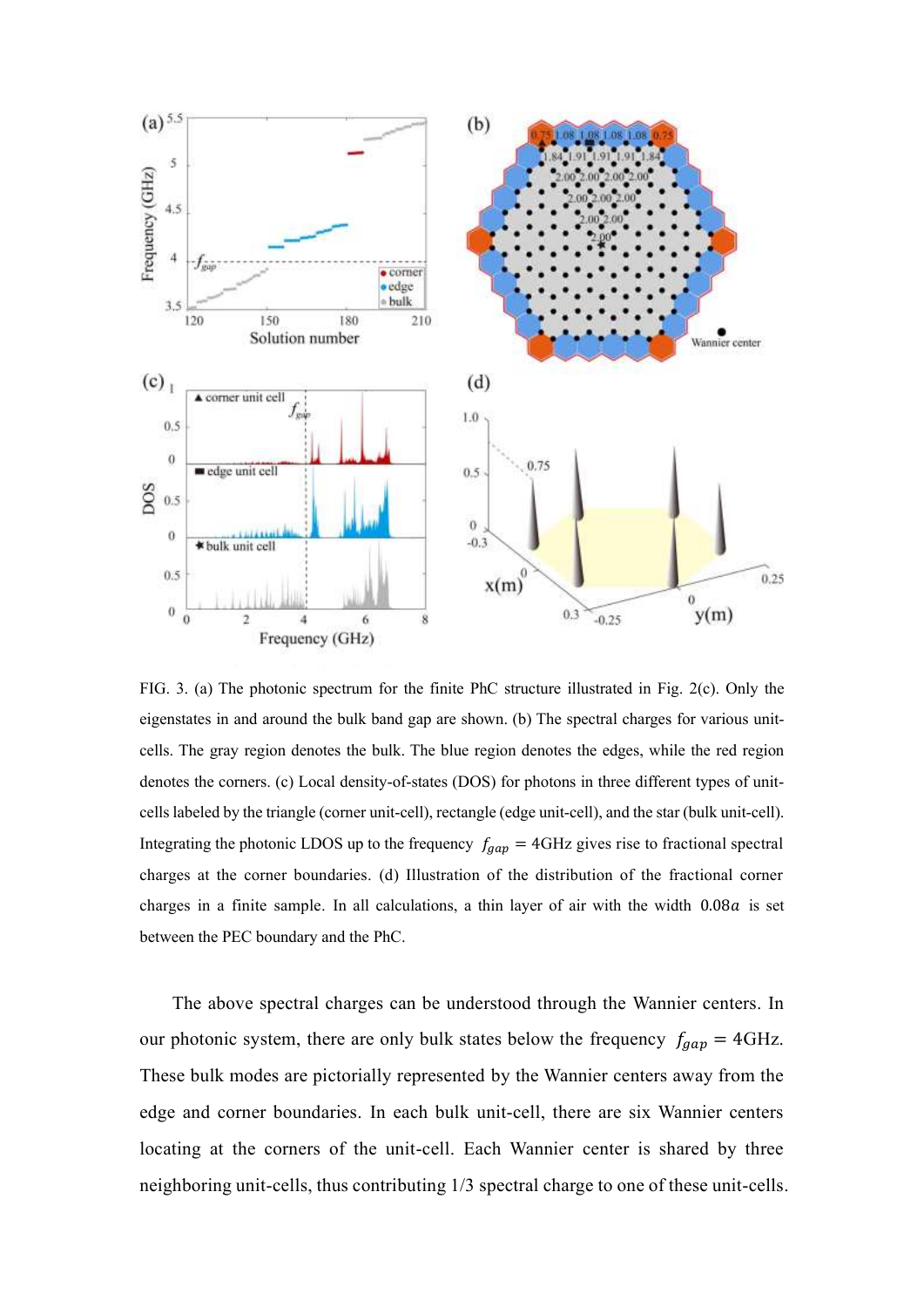FIG. 3. (a) The photonic spectrum for the finite PhC structure illustrated in Fig. 2(c). Only the eigenstates in and around the bulk band gap are shown. (b) The spectral charges for various unit-cells. The gray region denotes the bulk. The blue region denotes the edges, while the red region denotes the corners. (c) Local density-of-states (DOS) for photons in three different types of unit-cells labeled by the triangle (corner unit-cell), rectangle (edge unit-cell), and the star (bulk unit-cell). Integrating the photonic LDOS up to the frequency $f_{gap} = 4$GHz gives rise to fractional spectral charges at the corner boundaries. (d) Illustration of the distribution of the fractional corner charges in a finite sample. In all calculations, a thin layer of air with the width $0.08a$ is set between the PEC boundary and the PhC.

The above spectral charges can be understood through the Wannier centers. In our photonic system, there are only bulk states below the frequency $f_{gap} = 4$GHz. These bulk modes are pictorially represented by the Wannier centers away from the edge and corner boundaries. In each bulk unit-cell, there are six Wannier centers locating at the corners of the unit-cell. Each Wannier center is shared by three neighboring unit-cells, thus contributing 1/3 spectral charge to one of these unit-cells.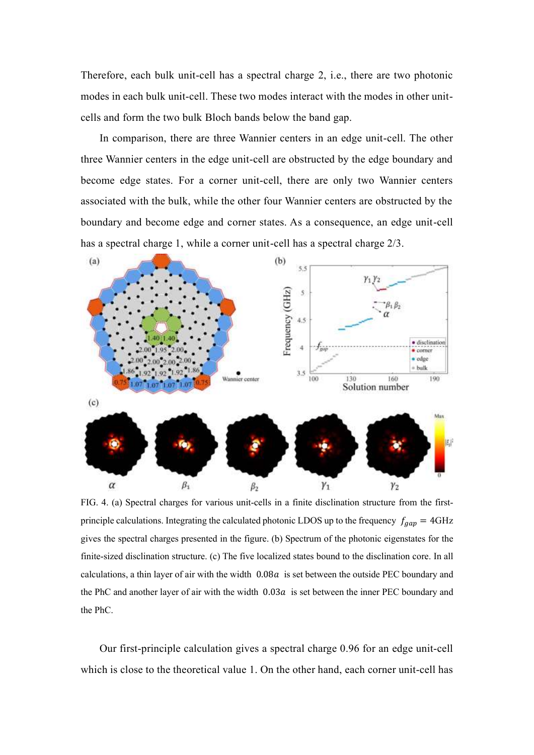Therefore, each bulk unit-cell has a spectral charge 2, i.e., there are two photonic modes in each bulk unit-cell. These two modes interact with the modes in other unit-cells and form the two bulk Bloch bands below the band gap.

In comparison, there are three Wannier centers in an edge unit-cell. The other three Wannier centers in the edge unit-cell are obstructed by the edge boundary and become edge states. For a corner unit-cell, there are only two Wannier centers associated with the bulk, while the other four Wannier centers are obstructed by the boundary and become edge and corner states. As a consequence, an edge unit-cell has a spectral charge 1, while a corner unit-cell has a spectral charge 2/3.

FIG. 4. (a) Spectral charges for various unit-cells in a finite disclination structure from the first-principle calculations. Integrating the calculated photonic LDOS up to the frequency $f_{gap} = 4$GHz gives the spectral charges presented in the figure. (b) Spectrum of the photonic eigenstates for the finite-sized disclination structure. (c) The five localized states bound to the disclination core. In all calculations, a thin layer of air with the width $0.08a$ is set between the outside PEC boundary and the PhC and another layer of air with the width $0.03a$ is set between the inner PEC boundary and the PhC.

Our first-principle calculation gives a spectral charge 0.96 for an edge unit-cell which is close to the theoretical value 1. On the other hand, each corner unit-cell has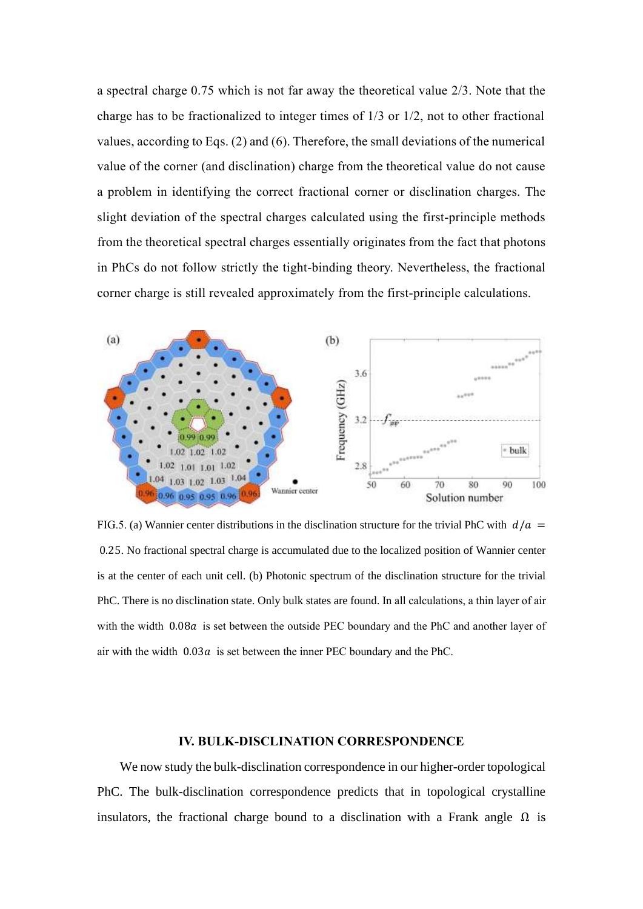a spectral charge 0.75 which is not far away the theoretical value 2/3. Note that the charge has to be fractionalized to integer times of 1/3 or 1/2, not to other fractional values, according to Eqs. (2) and (6). Therefore, the small deviations of the numerical value of the corner (and disclination) charge from the theoretical value do not cause a problem in identifying the correct fractional corner or disclination charges. The slight deviation of the spectral charges calculated using the first-principle methods from the theoretical spectral charges essentially originates from the fact that photons in PhCs do not follow strictly the tight-binding theory. Nevertheless, the fractional corner charge is still revealed approximately from the first-principle calculations.

FIG.5. (a) Wannier center distributions in the disclination structure for the trivial PhC with $d/a = 0.25$. No fractional spectral charge is accumulated due to the localized position of Wannier center is at the center of each unit cell. (b) Photonic spectrum of the disclination structure for the trivial PhC. There is no disclination state. Only bulk states are found. In all calculations, a thin layer of air with the width $0.08a$ is set between the outside PEC boundary and the PhC and another layer of air with the width $0.03a$ is set between the inner PEC boundary and the PhC.

### IV. BULK-DISCLINATION CORRESPONDENCE

We now study the bulk-disclination correspondence in our higher-order topological PhC. The bulk-disclination correspondence predicts that in topological crystalline insulators, the fractional charge bound to a disclination with a Frank angle $\Omega$ is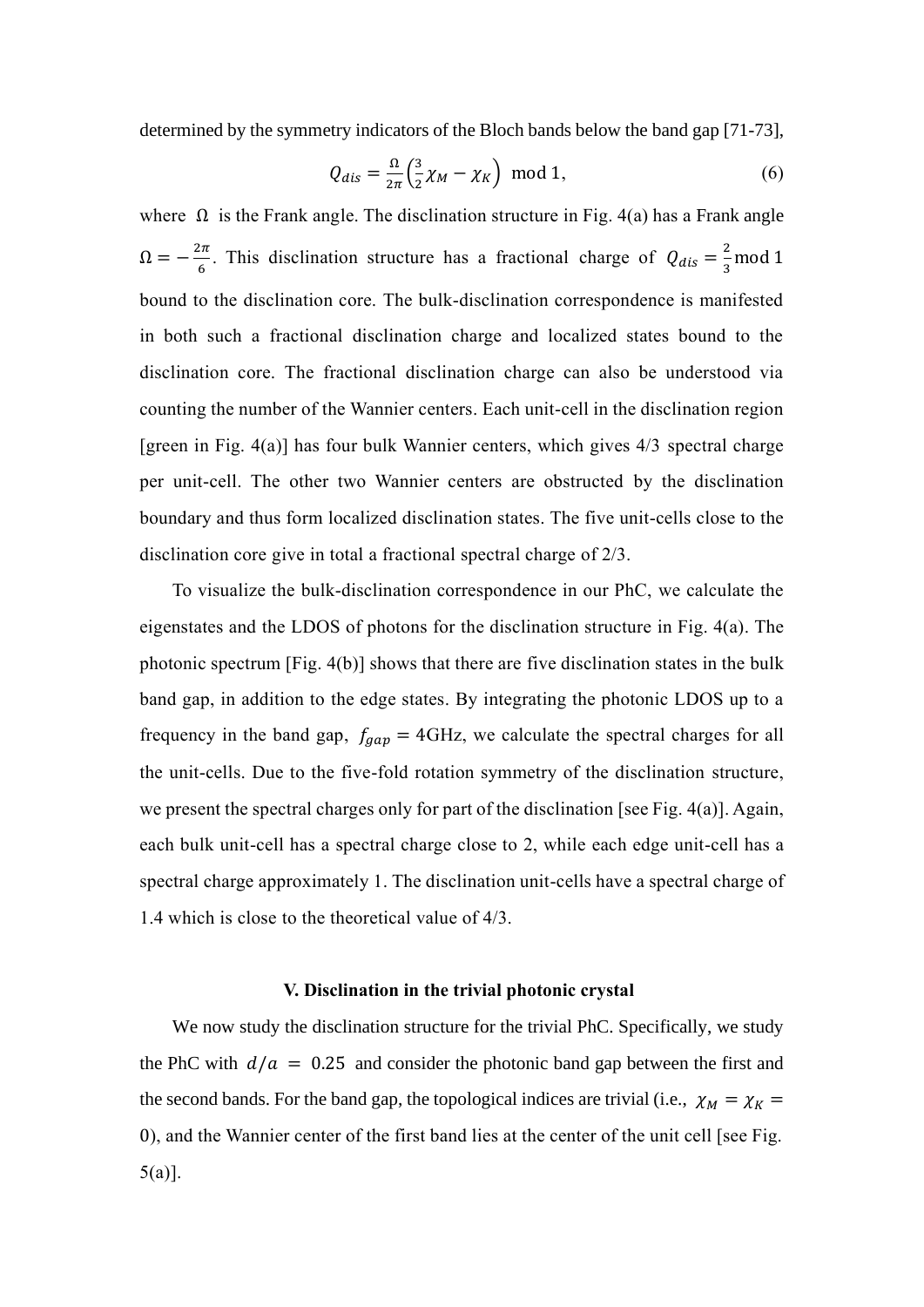determined by the symmetry indicators of the Bloch bands below the band gap [71-73],

$$Q_{dis} = \frac{\Omega}{2\pi}\left(\frac{3}{2}\chi_M - \chi_K\right) \mod 1, \tag{6}$$

where $\Omega$ is the Frank angle. The disclination structure in Fig. 4(a) has a Frank angle $\Omega = -\frac{2\pi}{6}$. This disclination structure has a fractional charge of $Q_{dis} = \frac{2}{3} \mathrm{mod}\, 1$ bound to the disclination core. The bulk-disclination correspondence is manifested in both such a fractional disclination charge and localized states bound to the disclination core. The fractional disclination charge can also be understood via counting the number of the Wannier centers. Each unit-cell in the disclination region [green in Fig. 4(a)] has four bulk Wannier centers, which gives 4/3 spectral charge per unit-cell. The other two Wannier centers are obstructed by the disclination boundary and thus form localized disclination states. The five unit-cells close to the disclination core give in total a fractional spectral charge of 2/3.

To visualize the bulk-disclination correspondence in our PhC, we calculate the eigenstates and the LDOS of photons for the disclination structure in Fig. 4(a). The photonic spectrum [Fig. 4(b)] shows that there are five disclination states in the bulk band gap, in addition to the edge states. By integrating the photonic LDOS up to a frequency in the band gap, $f_{gap} = 4$GHz, we calculate the spectral charges for all the unit-cells. Due to the five-fold rotation symmetry of the disclination structure, we present the spectral charges only for part of the disclination [see Fig. 4(a)]. Again, each bulk unit-cell has a spectral charge close to 2, while each edge unit-cell has a spectral charge approximately 1. The disclination unit-cells have a spectral charge of 1.4 which is close to the theoretical value of 4/3.

## V. Disclination in the trivial photonic crystal

We now study the disclination structure for the trivial PhC. Specifically, we study the PhC with $d/a = 0.25$ and consider the photonic band gap between the first and the second bands. For the band gap, the topological indices are trivial (i.e., $\chi_M = \chi_K = 0$), and the Wannier center of the first band lies at the center of the unit cell [see Fig. 5(a)].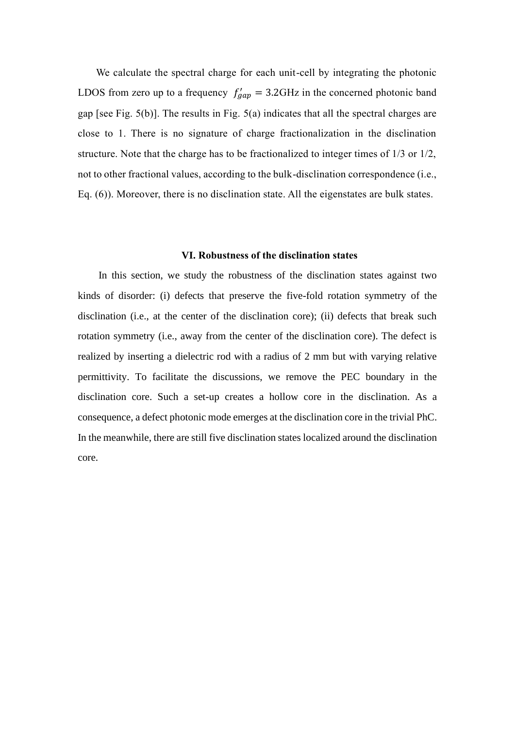We calculate the spectral charge for each unit-cell by integrating the photonic LDOS from zero up to a frequency $f'_{gap} = 3.2$GHz in the concerned photonic band gap [see Fig. 5(b)]. The results in Fig. 5(a) indicates that all the spectral charges are close to 1. There is no signature of charge fractionalization in the disclination structure. Note that the charge has to be fractionalized to integer times of 1/3 or 1/2, not to other fractional values, according to the bulk-disclination correspondence (i.e., Eq. (6)). Moreover, there is no disclination state. All the eigenstates are bulk states.

### VI. Robustness of the disclination states

In this section, we study the robustness of the disclination states against two kinds of disorder: (i) defects that preserve the five-fold rotation symmetry of the disclination (i.e., at the center of the disclination core); (ii) defects that break such rotation symmetry (i.e., away from the center of the disclination core). The defect is realized by inserting a dielectric rod with a radius of 2 mm but with varying relative permittivity. To facilitate the discussions, we remove the PEC boundary in the disclination core. Such a set-up creates a hollow core in the disclination. As a consequence, a defect photonic mode emerges at the disclination core in the trivial PhC. In the meanwhile, there are still five disclination states localized around the disclination core.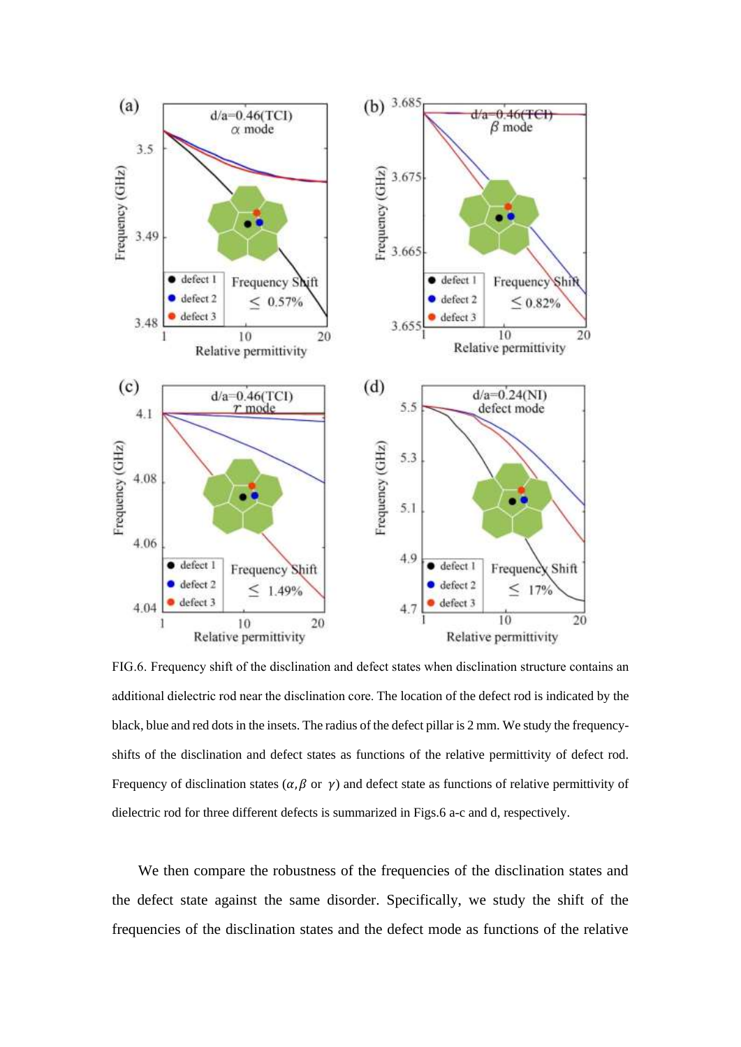FIG.6. Frequency shift of the disclination and defect states when disclination structure contains an additional dielectric rod near the disclination core. The location of the defect rod is indicated by the black, blue and red dots in the insets. The radius of the defect pillar is 2 mm. We study the frequency-shifts of the disclination and defect states as functions of the relative permittivity of defect rod. Frequency of disclination states ($\alpha, \beta$ or $\gamma$) and defect state as functions of relative permittivity of dielectric rod for three different defects is summarized in Figs.6 a-c and d, respectively.

We then compare the robustness of the frequencies of the disclination states and the defect state against the same disorder. Specifically, we study the shift of the frequencies of the disclination states and the defect mode as functions of the relative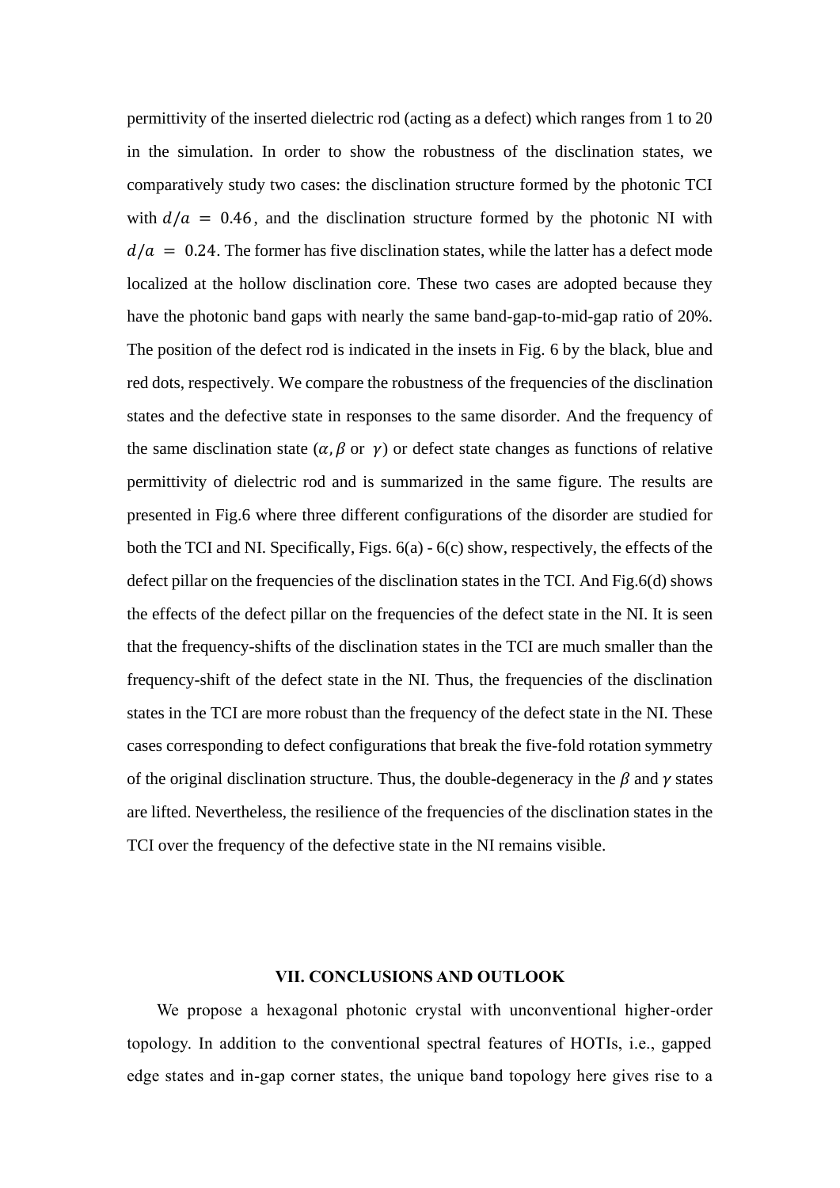permittivity of the inserted dielectric rod (acting as a defect) which ranges from 1 to 20 in the simulation. In order to show the robustness of the disclination states, we comparatively study two cases: the disclination structure formed by the photonic TCI with $d/a = 0.46$, and the disclination structure formed by the photonic NI with $d/a = 0.24$. The former has five disclination states, while the latter has a defect mode localized at the hollow disclination core. These two cases are adopted because they have the photonic band gaps with nearly the same band-gap-to-mid-gap ratio of 20%. The position of the defect rod is indicated in the insets in Fig. 6 by the black, blue and red dots, respectively. We compare the robustness of the frequencies of the disclination states and the defective state in responses to the same disorder. And the frequency of the same disclination state ($\alpha, \beta$ or $\gamma$) or defect state changes as functions of relative permittivity of dielectric rod and is summarized in the same figure. The results are presented in Fig.6 where three different configurations of the disorder are studied for both the TCI and NI. Specifically, Figs. 6(a) - 6(c) show, respectively, the effects of the defect pillar on the frequencies of the disclination states in the TCI. And Fig.6(d) shows the effects of the defect pillar on the frequencies of the defect state in the NI. It is seen that the frequency-shifts of the disclination states in the TCI are much smaller than the frequency-shift of the defect state in the NI. Thus, the frequencies of the disclination states in the TCI are more robust than the frequency of the defect state in the NI. These cases corresponding to defect configurations that break the five-fold rotation symmetry of the original disclination structure. Thus, the double-degeneracy in the $\beta$ and $\gamma$ states are lifted. Nevertheless, the resilience of the frequencies of the disclination states in the TCI over the frequency of the defective state in the NI remains visible.

## VII. CONCLUSIONS AND OUTLOOK

We propose a hexagonal photonic crystal with unconventional higher-order topology. In addition to the conventional spectral features of HOTIs, i.e., gapped edge states and in-gap corner states, the unique band topology here gives rise to a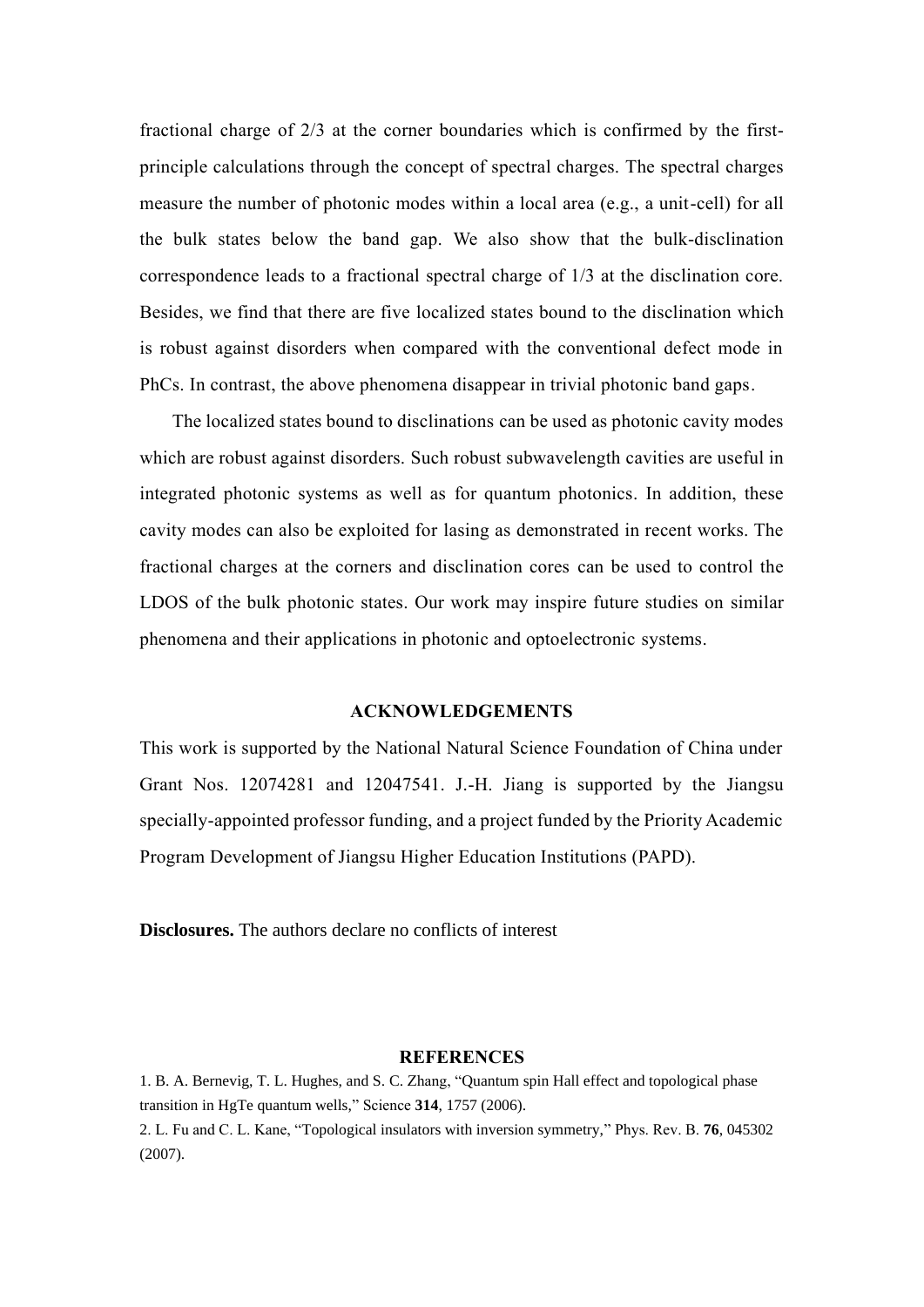fractional charge of 2/3 at the corner boundaries which is confirmed by the first-principle calculations through the concept of spectral charges. The spectral charges measure the number of photonic modes within a local area (e.g., a unit-cell) for all the bulk states below the band gap. We also show that the bulk-disclination correspondence leads to a fractional spectral charge of 1/3 at the disclination core. Besides, we find that there are five localized states bound to the disclination which is robust against disorders when compared with the conventional defect mode in PhCs. In contrast, the above phenomena disappear in trivial photonic band gaps.

The localized states bound to disclinations can be used as photonic cavity modes which are robust against disorders. Such robust subwavelength cavities are useful in integrated photonic systems as well as for quantum photonics. In addition, these cavity modes can also be exploited for lasing as demonstrated in recent works. The fractional charges at the corners and disclination cores can be used to control the LDOS of the bulk photonic states. Our work may inspire future studies on similar phenomena and their applications in photonic and optoelectronic systems.

## ACKNOWLEDGEMENTS

This work is supported by the National Natural Science Foundation of China under Grant Nos. 12074281 and 12047541. J.-H. Jiang is supported by the Jiangsu specially-appointed professor funding, and a project funded by the Priority Academic Program Development of Jiangsu Higher Education Institutions (PAPD).

**Disclosures.** The authors declare no conflicts of interest

## REFERENCES

1. B. A. Bernevig, T. L. Hughes, and S. C. Zhang, "Quantum spin Hall effect and topological phase transition in HgTe quantum wells," Science **314**, 1757 (2006).
2. L. Fu and C. L. Kane, "Topological insulators with inversion symmetry," Phys. Rev. B. **76**, 045302 (2007).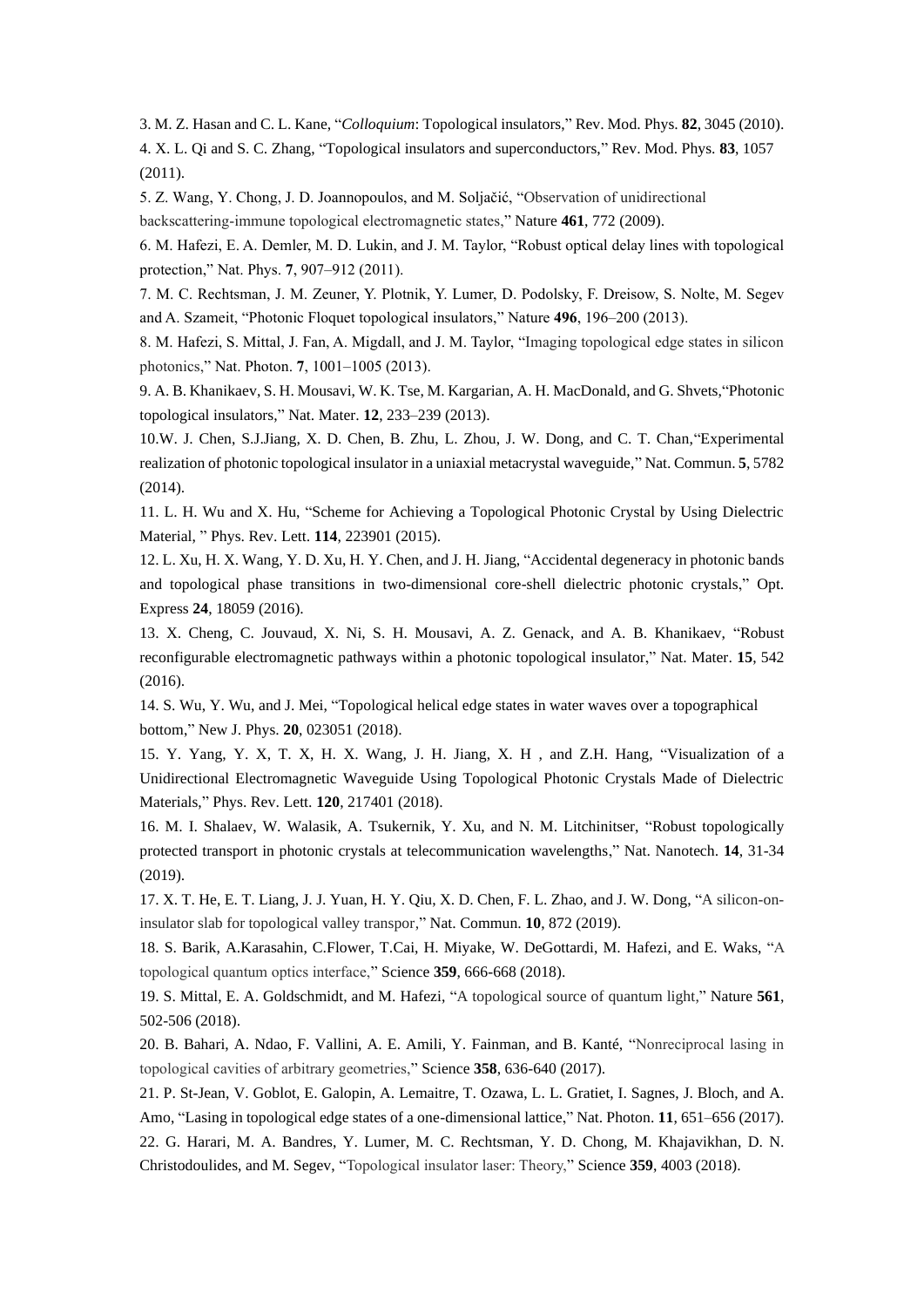3. M. Z. Hasan and C. L. Kane, "*Colloquium*: Topological insulators," Rev. Mod. Phys. **82**, 3045 (2010).

4. X. L. Qi and S. C. Zhang, "Topological insulators and superconductors," Rev. Mod. Phys. **83**, 1057 (2011).

5. Z. Wang, Y. Chong, J. D. Joannopoulos, and M. Soljačić, "Observation of unidirectional backscattering-immune topological electromagnetic states," Nature **461**, 772 (2009).

6. M. Hafezi, E. A. Demler, M. D. Lukin, and J. M. Taylor, "Robust optical delay lines with topological protection," Nat. Phys. **7**, 907–912 (2011).

7. M. C. Rechtsman, J. M. Zeuner, Y. Plotnik, Y. Lumer, D. Podolsky, F. Dreisow, S. Nolte, M. Segev and A. Szameit, "Photonic Floquet topological insulators," Nature **496**, 196–200 (2013).

8. M. Hafezi, S. Mittal, J. Fan, A. Migdall, and J. M. Taylor, "Imaging topological edge states in silicon photonics," Nat. Photon. **7**, 1001–1005 (2013).

9. A. B. Khanikaev, S. H. Mousavi, W. K. Tse, M. Kargarian, A. H. MacDonald, and G. Shvets,"Photonic topological insulators," Nat. Mater. **12**, 233–239 (2013).

10.W. J. Chen, S.J.Jiang, X. D. Chen, B. Zhu, L. Zhou, J. W. Dong, and C. T. Chan,"Experimental realization of photonic topological insulator in a uniaxial metacrystal waveguide," Nat. Commun. **5**, 5782 (2014).

11. L. H. Wu and X. Hu, "Scheme for Achieving a Topological Photonic Crystal by Using Dielectric Material, " Phys. Rev. Lett. **114**, 223901 (2015).

12. L. Xu, H. X. Wang, Y. D. Xu, H. Y. Chen, and J. H. Jiang, "Accidental degeneracy in photonic bands and topological phase transitions in two-dimensional core-shell dielectric photonic crystals," Opt. Express **24**, 18059 (2016).

13. X. Cheng, C. Jouvaud, X. Ni, S. H. Mousavi, A. Z. Genack, and A. B. Khanikaev, "Robust reconfigurable electromagnetic pathways within a photonic topological insulator," Nat. Mater. **15**, 542 (2016).

14. S. Wu, Y. Wu, and J. Mei, "Topological helical edge states in water waves over a topographical bottom," New J. Phys. **20**, 023051 (2018).

15. Y. Yang, Y. X, T. X, H. X. Wang, J. H. Jiang, X. H , and Z.H. Hang, "Visualization of a Unidirectional Electromagnetic Waveguide Using Topological Photonic Crystals Made of Dielectric Materials," Phys. Rev. Lett. **120**, 217401 (2018).

16. M. I. Shalaev, W. Walasik, A. Tsukernik, Y. Xu, and N. M. Litchinitser, "Robust topologically protected transport in photonic crystals at telecommunication wavelengths," Nat. Nanotech. **14**, 31-34 (2019).

17. X. T. He, E. T. Liang, J. J. Yuan, H. Y. Qiu, X. D. Chen, F. L. Zhao, and J. W. Dong, "A silicon-on-insulator slab for topological valley transpor," Nat. Commun. **10**, 872 (2019).

18. S. Barik, A.Karasahin, C.Flower, T.Cai, H. Miyake, W. DeGottardi, M. Hafezi, and E. Waks, "A topological quantum optics interface," Science **359**, 666-668 (2018).

19. S. Mittal, E. A. Goldschmidt, and M. Hafezi, "A topological source of quantum light," Nature **561**, 502-506 (2018).

20. B. Bahari, A. Ndao, F. Vallini, A. E. Amili, Y. Fainman, and B. Kanté, "Nonreciprocal lasing in topological cavities of arbitrary geometries," Science **358**, 636-640 (2017).

21. P. St-Jean, V. Goblot, E. Galopin, A. Lemaitre, T. Ozawa, L. L. Gratiet, I. Sagnes, J. Bloch, and A. Amo, "Lasing in topological edge states of a one-dimensional lattice," Nat. Photon. **11**, 651–656 (2017).

22. G. Harari, M. A. Bandres, Y. Lumer, M. C. Rechtsman, Y. D. Chong, M. Khajavikhan, D. N. Christodoulides, and M. Segev, "Topological insulator laser: Theory," Science **359**, 4003 (2018).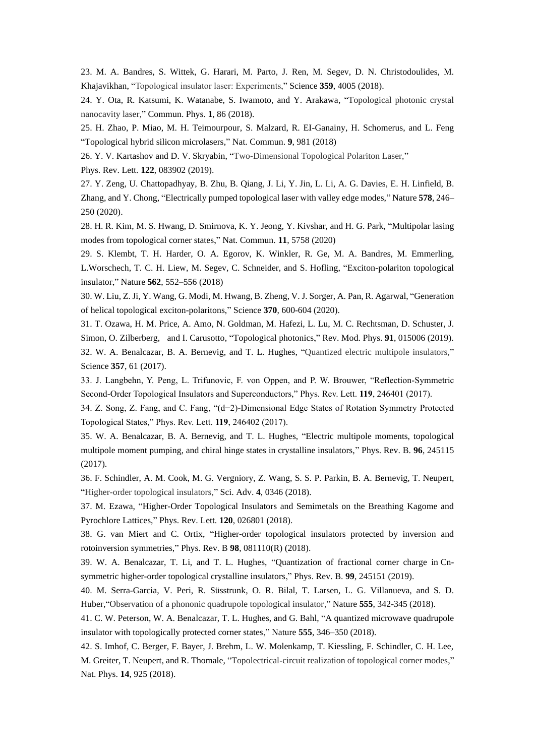23. M. A. Bandres, S. Wittek, G. Harari, M. Parto, J. Ren, M. Segev, D. N. Christodoulides, M. Khajavikhan, "Topological insulator laser: Experiments," Science **359**, 4005 (2018).

24. Y. Ota, R. Katsumi, K. Watanabe, S. Iwamoto, and Y. Arakawa, "Topological photonic crystal nanocavity laser," Commun. Phys. **1**, 86 (2018).

25. H. Zhao, P. Miao, M. H. Teimourpour, S. Malzard, R. EI-Ganainy, H. Schomerus, and L. Feng "Topological hybrid silicon microlasers," Nat. Commun. **9**, 981 (2018)

26. Y. V. Kartashov and D. V. Skryabin, "Two-Dimensional Topological Polariton Laser," Phys. Rev. Lett. **122**, 083902 (2019).

27. Y. Zeng, U. Chattopadhyay, B. Zhu, B. Qiang, J. Li, Y. Jin, L. Li, A. G. Davies, E. H. Linfield, B. Zhang, and Y. Chong, "Electrically pumped topological laser with valley edge modes," Nature **578**, 246–250 (2020).

28. H. R. Kim, M. S. Hwang, D. Smirnova, K. Y. Jeong, Y. Kivshar, and H. G. Park, "Multipolar lasing modes from topological corner states," Nat. Commun. **11**, 5758 (2020)

29. S. Klembt, T. H. Harder, O. A. Egorov, K. Winkler, R. Ge, M. A. Bandres, M. Emmerling, L.Worschech, T. C. H. Liew, M. Segev, C. Schneider, and S. Hofling, "Exciton-polariton topological insulator," Nature **562**, 552–556 (2018)

30. W. Liu, Z. Ji, Y. Wang, G. Modi, M. Hwang, B. Zheng, V. J. Sorger, A. Pan, R. Agarwal, "Generation of helical topological exciton-polaritons," Science **370**, 600-604 (2020).

31. T. Ozawa, H. M. Price, A. Amo, N. Goldman, M. Hafezi, L. Lu, M. C. Rechtsman, D. Schuster, J. Simon, O. Zilberberg, and I. Carusotto, "Topological photonics," Rev. Mod. Phys. **91**, 015006 (2019).

32. W. A. Benalcazar, B. A. Bernevig, and T. L. Hughes, "Quantized electric multipole insulators," Science **357**, 61 (2017).

33. J. Langbehn, Y. Peng, L. Trifunovic, F. von Oppen, and P. W. Brouwer, "Reflection-Symmetric Second-Order Topological Insulators and Superconductors," Phys. Rev. Lett. **119**, 246401 (2017).

34. Z. Song, Z. Fang, and C. Fang, "(d−2)-Dimensional Edge States of Rotation Symmetry Protected Topological States," Phys. Rev. Lett. **119**, 246402 (2017).

35. W. A. Benalcazar, B. A. Bernevig, and T. L. Hughes, "Electric multipole moments, topological multipole moment pumping, and chiral hinge states in crystalline insulators," Phys. Rev. B. **96**, 245115 (2017).

36. F. Schindler, A. M. Cook, M. G. Vergniory, Z. Wang, S. S. P. Parkin, B. A. Bernevig, T. Neupert, "Higher-order topological insulators," Sci. Adv. **4**, 0346 (2018).

37. M. Ezawa, "Higher-Order Topological Insulators and Semimetals on the Breathing Kagome and Pyrochlore Lattices," Phys. Rev. Lett. **120**, 026801 (2018).

38. G. van Miert and C. Ortix, "Higher-order topological insulators protected by inversion and rotoinversion symmetries," Phys. Rev. B **98**, 081110(R) (2018).

39. W. A. Benalcazar, T. Li, and T. L. Hughes, "Quantization of fractional corner charge in Cn-symmetric higher-order topological crystalline insulators," Phys. Rev. B. **99**, 245151 (2019).

40. M. Serra-Garcia, V. Peri, R. Süsstrunk, O. R. Bilal, T. Larsen, L. G. Villanueva, and S. D. Huber,"Observation of a phononic quadrupole topological insulator," Nature **555**, 342-345 (2018).

41. C. W. Peterson, W. A. Benalcazar, T. L. Hughes, and G. Bahl, "A quantized microwave quadrupole insulator with topologically protected corner states," Nature **555**, 346–350 (2018).

42. S. Imhof, C. Berger, F. Bayer, J. Brehm, L. W. Molenkamp, T. Kiessling, F. Schindler, C. H. Lee, M. Greiter, T. Neupert, and R. Thomale, "Topolectrical-circuit realization of topological corner modes," Nat. Phys. **14**, 925 (2018).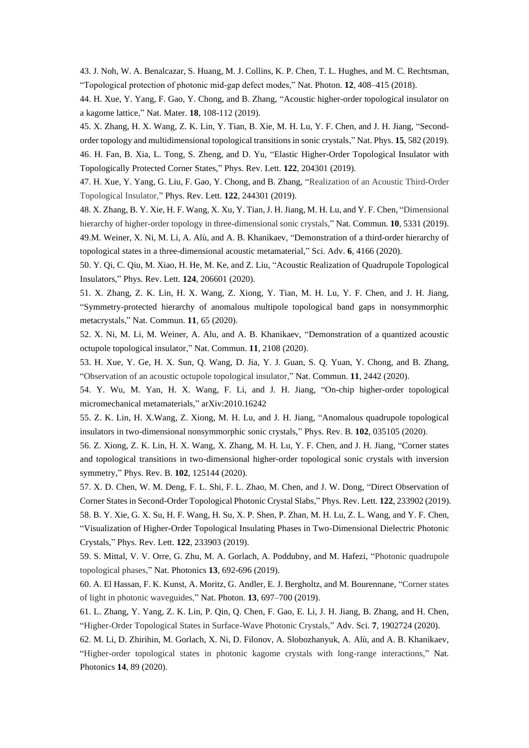43. J. Noh, W. A. Benalcazar, S. Huang, M. J. Collins, K. P. Chen, T. L. Hughes, and M. C. Rechtsman, "Topological protection of photonic mid-gap defect modes," Nat. Photon. **12**, 408–415 (2018).

44. H. Xue, Y. Yang, F. Gao, Y. Chong, and B. Zhang, "Acoustic higher-order topological insulator on a kagome lattice," Nat. Mater. **18**, 108-112 (2019).

45. X. Zhang, H. X. Wang, Z. K. Lin, Y. Tian, B. Xie, M. H. Lu, Y. F. Chen, and J. H. Jiang, "Second-order topology and multidimensional topological transitions in sonic crystals," Nat. Phys. **15**, 582 (2019).

46. H. Fan, B. Xia, L. Tong, S. Zheng, and D. Yu, "Elastic Higher-Order Topological Insulator with Topologically Protected Corner States," Phys. Rev. Lett. **122**, 204301 (2019).

47. H. Xue, Y. Yang, G. Liu, F. Gao, Y. Chong, and B. Zhang, "Realization of an Acoustic Third-Order Topological Insulator," Phys. Rev. Lett. **122**, 244301 (2019).

48. X. Zhang, B. Y. Xie, H. F. Wang, X. Xu, Y. Tian, J. H. Jiang, M. H. Lu, and Y. F. Chen, "Dimensional hierarchy of higher-order topology in three-dimensional sonic crystals," Nat. Commun. **10**, 5331 (2019).

49.M. Weiner, X. Ni, M. Li, A. Alù, and A. B. Khanikaev, "Demonstration of a third-order hierarchy of topological states in a three-dimensional acoustic metamaterial," Sci. Adv. **6**, 4166 (2020).

50. Y. Qi, C. Qiu, M. Xiao, H. He, M. Ke, and Z. Liu, "Acoustic Realization of Quadrupole Topological Insulators," Phys. Rev. Lett. **124**, 206601 (2020).

51. X. Zhang, Z. K. Lin, H. X. Wang, Z. Xiong, Y. Tian, M. H. Lu, Y. F. Chen, and J. H. Jiang, "Symmetry-protected hierarchy of anomalous multipole topological band gaps in nonsymmorphic metacrystals," Nat. Commun. **11**, 65 (2020).

52. X. Ni, M. Li, M. Weiner, A. Alu, and A. B. Khanikaev, "Demonstration of a quantized acoustic octupole topological insulator," Nat. Commun. **11**, 2108 (2020).

53. H. Xue, Y. Ge, H. X. Sun, Q. Wang, D. Jia, Y. J. Guan, S. Q. Yuan, Y. Chong, and B. Zhang, "Observation of an acoustic octupole topological insulator," Nat. Commun. **11**, 2442 (2020).

54. Y. Wu, M. Yan, H. X. Wang, F. Li, and J. H. Jiang, "On-chip higher-order topological micromechanical metamaterials," arXiv:2010.16242

55. Z. K. Lin, H. X.Wang, Z. Xiong, M. H. Lu, and J. H. Jiang, "Anomalous quadrupole topological insulators in two-dimensional nonsymmorphic sonic crystals," Phys. Rev. B. **102**, 035105 (2020).

56. Z. Xiong, Z. K. Lin, H. X. Wang, X. Zhang, M. H. Lu, Y. F. Chen, and J. H. Jiang, "Corner states and topological transitions in two-dimensional higher-order topological sonic crystals with inversion symmetry," Phys. Rev. B. **102**, 125144 (2020).

57. X. D. Chen, W. M. Deng, F. L. Shi, F. L. Zhao, M. Chen, and J. W. Dong, "Direct Observation of Corner States in Second-Order Topological Photonic Crystal Slabs," Phys. Rev. Lett. **122**, 233902 (2019).

58. B. Y. Xie, G. X. Su, H. F. Wang, H. Su, X. P. Shen, P. Zhan, M. H. Lu, Z. L. Wang, and Y. F. Chen, "Visualization of Higher-Order Topological Insulating Phases in Two-Dimensional Dielectric Photonic Crystals," Phys. Rev. Lett. **122**, 233903 (2019).

59. S. Mittal, V. V. Orre, G. Zhu, M. A. Gorlach, A. Poddubny, and M. Hafezi, "Photonic quadrupole topological phases," Nat. Photonics **13**, 692-696 (2019).

60. A. El Hassan, F. K. Kunst, A. Moritz, G. Andler, E. J. Bergholtz, and M. Bourennane, "Corner states of light in photonic waveguides," Nat. Photon. **13**, 697–700 (2019).

61. L. Zhang, Y. Yang, Z. K. Lin, P. Qin, Q. Chen, F. Gao, E. Li, J. H. Jiang, B. Zhang, and H. Chen, "Higher-Order Topological States in Surface-Wave Photonic Crystals," Adv. Sci. **7**, 1902724 (2020).

62. M. Li, D. Zhirihin, M. Gorlach, X. Ni, D. Filonov, A. Slobozhanyuk, A. Alù, and A. B. Khanikaev, "Higher-order topological states in photonic kagome crystals with long-range interactions," Nat. Photonics **14**, 89 (2020).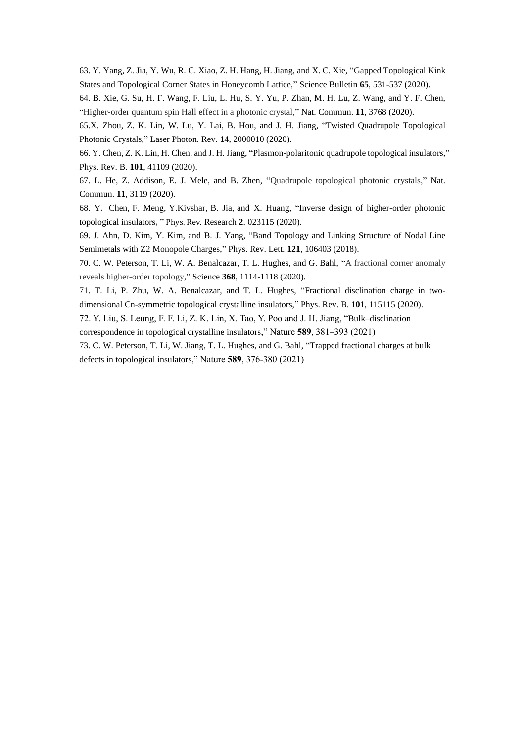63. Y. Yang, Z. Jia, Y. Wu, R. C. Xiao, Z. H. Hang, H. Jiang, and X. C. Xie, "Gapped Topological Kink States and Topological Corner States in Honeycomb Lattice," Science Bulletin **65**, 531-537 (2020).

64. B. Xie, G. Su, H. F. Wang, F. Liu, L. Hu, S. Y. Yu, P. Zhan, M. H. Lu, Z. Wang, and Y. F. Chen, "Higher-order quantum spin Hall effect in a photonic crystal," Nat. Commun. **11**, 3768 (2020).

65.X. Zhou, Z. K. Lin, W. Lu, Y. Lai, B. Hou, and J. H. Jiang, "Twisted Quadrupole Topological Photonic Crystals," Laser Photon. Rev. **14**, 2000010 (2020).

66. Y. Chen, Z. K. Lin, H. Chen, and J. H. Jiang, "Plasmon-polaritonic quadrupole topological insulators," Phys. Rev. B. **101**, 41109 (2020).

67. L. He, Z. Addison, E. J. Mele, and B. Zhen, "Quadrupole topological photonic crystals," Nat. Commun. **11**, 3119 (2020).

68. Y. Chen, F. Meng, Y.Kivshar, B. Jia, and X. Huang, "Inverse design of higher-order photonic topological insulators, " Phys. Rev. Research **2**. 023115 (2020).

69. J. Ahn, D. Kim, Y. Kim, and B. J. Yang, "Band Topology and Linking Structure of Nodal Line Semimetals with Z2 Monopole Charges," Phys. Rev. Lett. **121**, 106403 (2018).

70. C. W. Peterson, T. Li, W. A. Benalcazar, T. L. Hughes, and G. Bahl, "A fractional corner anomaly reveals higher-order topology," Science **368**, 1114-1118 (2020).

71. T. Li, P. Zhu, W. A. Benalcazar, and T. L. Hughes, "Fractional disclination charge in two-dimensional Cn-symmetric topological crystalline insulators," Phys. Rev. B. **101**, 115115 (2020).

72. Y. Liu, S. Leung, F. F. Li, Z. K. Lin, X. Tao, Y. Poo and J. H. Jiang, "Bulk–disclination correspondence in topological crystalline insulators," Nature **589**, 381–393 (2021)

73. C. W. Peterson, T. Li, W. Jiang, T. L. Hughes, and G. Bahl, "Trapped fractional charges at bulk defects in topological insulators," Nature **589**, 376-380 (2021)